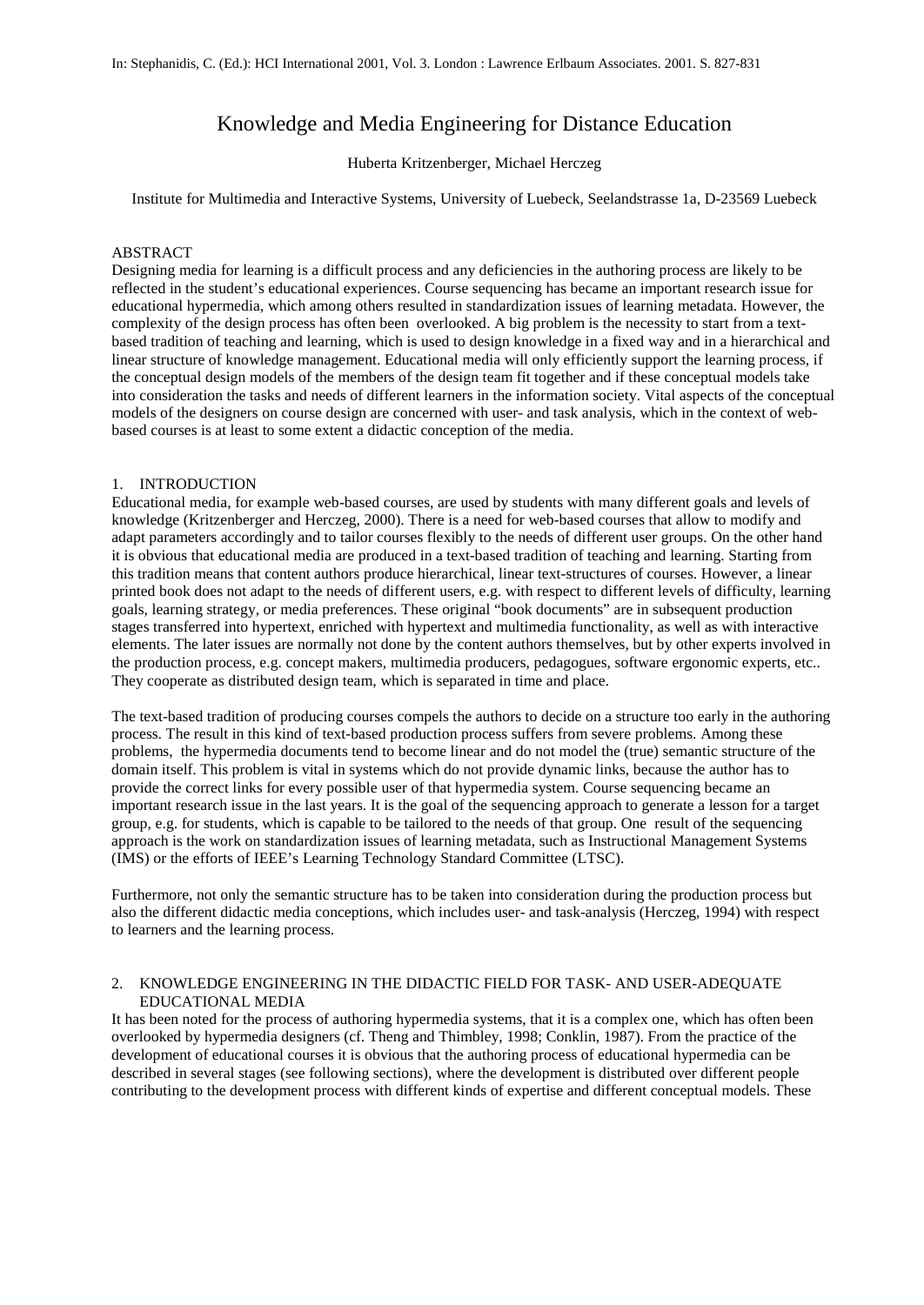In: Stephanidis, C. (Ed.): HCI International 2001, Vol. 3. London : Lawrence Erlbaum Associates. 2001. S. 827-831

# Knowledge and Media Engineering for Distance Education

Huberta Kritzenberger, Michael Herczeg

Institute for Multimedia and Interactive Systems, University of Luebeck, Seelandstrasse 1a, D-23569 Luebeck

## ABSTRACT

Designing media for learning is a difficult process and any deficiencies in the authoring process are likely to be reflected in the student's educational experiences. Course sequencing has became an important research issue for educational hypermedia, which among others resulted in standardization issues of learning metadata. However, the complexity of the design process has often been overlooked. A big problem is the necessity to start from a text-based tradition of teaching and learning, which is used to design knowledge in a fixed way and in a hierarchical and linear structure of knowledge management. Educational media will only efficiently support the learning process, if the conceptual design models of the members of the design team fit together and if these conceptual models take into consideration the tasks and needs of different learners in the information society. Vital aspects of the conceptual models of the designers on course design are concerned with user- and task analysis, which in the context of web-based courses is at least to some extent a didactic conception of the media.

## 1. INTRODUCTION

Educational media, for example web-based courses, are used by students with many different goals and levels of knowledge (Kritzenberger and Herczeg, 2000). There is a need for web-based courses that allow to modify and adapt parameters accordingly and to tailor courses flexibly to the needs of different user groups. On the other hand it is obvious that educational media are produced in a text-based tradition of teaching and learning. Starting from this tradition means that content authors produce hierarchical, linear text-structures of courses. However, a linear printed book does not adapt to the needs of different users, e.g. with respect to different levels of difficulty, learning goals, learning strategy, or media preferences. These original "book documents" are in subsequent production stages transferred into hypertext, enriched with hypertext and multimedia functionality, as well as with interactive elements. The later issues are normally not done by the content authors themselves, but by other experts involved in the production process, e.g. concept makers, multimedia producers, pedagogues, software ergonomic experts, etc.. They cooperate as distributed design team, which is separated in time and place.

The text-based tradition of producing courses compels the authors to decide on a structure too early in the authoring process. The result in this kind of text-based production process suffers from severe problems. Among these problems, the hypermedia documents tend to become linear and do not model the (true) semantic structure of the domain itself. This problem is vital in systems which do not provide dynamic links, because the author has to provide the correct links for every possible user of that hypermedia system. Course sequencing became an important research issue in the last years. It is the goal of the sequencing approach to generate a lesson for a target group, e.g. for students, which is capable to be tailored to the needs of that group. One result of the sequencing approach is the work on standardization issues of learning metadata, such as Instructional Management Systems (IMS) or the efforts of IEEE's Learning Technology Standard Committee (LTSC).

Furthermore, not only the semantic structure has to be taken into consideration during the production process but also the different didactic media conceptions, which includes user- and task-analysis (Herczeg, 1994) with respect to learners and the learning process.

## 2. KNOWLEDGE ENGINEERING IN THE DIDACTIC FIELD FOR TASK- AND USER-ADEQUATE EDUCATIONAL MEDIA

It has been noted for the process of authoring hypermedia systems, that it is a complex one, which has often been overlooked by hypermedia designers (cf. Theng and Thimbley, 1998; Conklin, 1987). From the practice of the development of educational courses it is obvious that the authoring process of educational hypermedia can be described in several stages (see following sections), where the development is distributed over different people contributing to the development process with different kinds of expertise and different conceptual models. These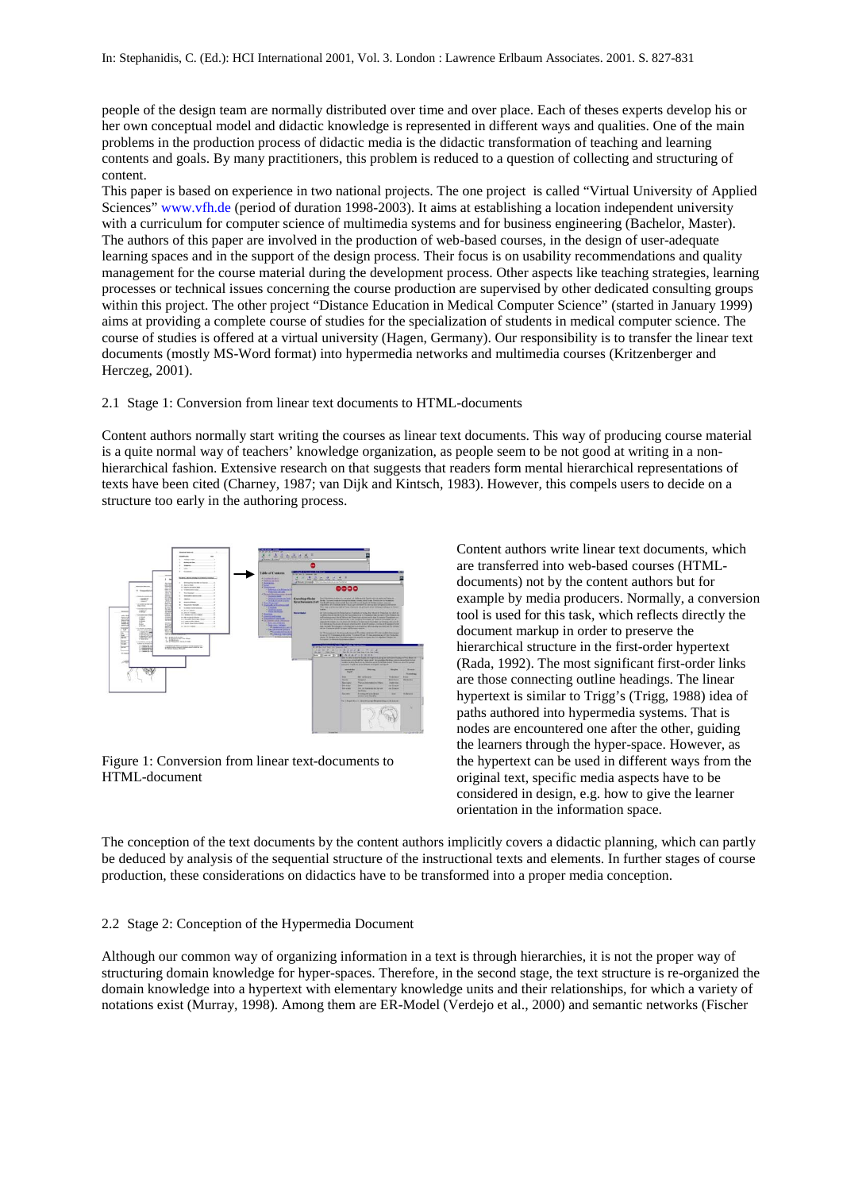people of the design team are normally distributed over time and over place. Each of theses experts develop his or her own conceptual model and didactic knowledge is represented in different ways and qualities. One of the main problems in the production process of didactic media is the didactic transformation of teaching and learning contents and goals. By many practitioners, this problem is reduced to a question of collecting and structuring of content.

This paper is based on experience in two national projects. The one project is called "Virtual University of Applied Sciences" www.vfh.de (period of duration 1998-2003). It aims at establishing a location independent university with a curriculum for computer science of multimedia systems and for business engineering (Bachelor, Master). The authors of this paper are involved in the production of web-based courses, in the design of user-adequate learning spaces and in the support of the design process. Their focus is on usability recommendations and quality management for the course material during the development process. Other aspects like teaching strategies, learning processes or technical issues concerning the course production are supervised by other dedicated consulting groups within this project. The other project "Distance Education in Medical Computer Science" (started in January 1999) aims at providing a complete course of studies for the specialization of students in medical computer science. The course of studies is offered at a virtual university (Hagen, Germany). Our responsibility is to transfer the linear text documents (mostly MS-Word format) into hypermedia networks and multimedia courses (Kritzenberger and Herczeg, 2001).

## 2.1 Stage 1: Conversion from linear text documents to HTML-documents

Content authors normally start writing the courses as linear text documents. This way of producing course material is a quite normal way of teachers' knowledge organization, as people seem to be not good at writing in a non-hierarchical fashion. Extensive research on that suggests that readers form mental hierarchical representations of texts have been cited (Charney, 1987; van Dijk and Kintsch, 1983). However, this compels users to decide on a structure too early in the authoring process.

Figure 1: Conversion from linear text-documents to HTML-document

Content authors write linear text documents, which are transferred into web-based courses (HTML-documents) not by the content authors but for example by media producers. Normally, a conversion tool is used for this task, which reflects directly the document markup in order to preserve the hierarchical structure in the first-order hypertext (Rada, 1992). The most significant first-order links are those connecting outline headings. The linear hypertext is similar to Trigg's (Trigg, 1988) idea of paths authored into hypermedia systems. That is nodes are encountered one after the other, guiding the learners through the hyper-space. However, as the hypertext can be used in different ways from the original text, specific media aspects have to be considered in design, e.g. how to give the learner orientation in the information space.

The conception of the text documents by the content authors implicitly covers a didactic planning, which can partly be deduced by analysis of the sequential structure of the instructional texts and elements. In further stages of course production, these considerations on didactics have to be transformed into a proper media conception.

## 2.2 Stage 2: Conception of the Hypermedia Document

Although our common way of organizing information in a text is through hierarchies, it is not the proper way of structuring domain knowledge for hyper-spaces. Therefore, in the second stage, the text structure is re-organized the domain knowledge into a hypertext with elementary knowledge units and their relationships, for which a variety of notations exist (Murray, 1998). Among them are ER-Model (Verdejo et al., 2000) and semantic networks (Fischer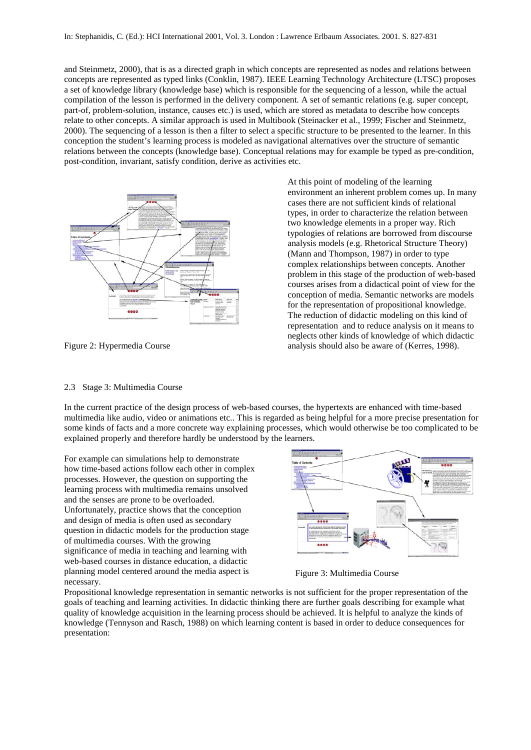and Steinmetz, 2000), that is as a directed graph in which concepts are represented as nodes and relations between concepts are represented as typed links (Conklin, 1987). IEEE Learning Technology Architecture (LTSC) proposes a set of knowledge library (knowledge base) which is responsible for the sequencing of a lesson, while the actual compilation of the lesson is performed in the delivery component. A set of semantic relations (e.g. super concept, part-of, problem-solution, instance, causes etc.) is used, which are stored as metadata to describe how concepts relate to other concepts. A similar approach is used in Multibook (Steinacker et al., 1999; Fischer and Steinmetz, 2000). The sequencing of a lesson is then a filter to select a specific structure to be presented to the learner. In this conception the student's learning process is modeled as navigational alternatives over the structure of semantic relations between the concepts (knowledge base). Conceptual relations may for example be typed as pre-condition, post-condition, invariant, satisfy condition, derive as activities etc.

Figure 2: Hypermedia Course

At this point of modeling of the learning environment an inherent problem comes up. In many cases there are not sufficient kinds of relational types, in order to characterize the relation between two knowledge elements in a proper way. Rich typologies of relations are borrowed from discourse analysis models (e.g. Rhetorical Structure Theory) (Mann and Thompson, 1987) in order to type complex relationships between concepts. Another problem in this stage of the production of web-based courses arises from a didactical point of view for the conception of media. Semantic networks are models for the representation of propositional knowledge. The reduction of didactic modeling on this kind of representation and to reduce analysis on it means to neglects other kinds of knowledge of which didactic analysis should also be aware of (Kerres, 1998).

### 2.3 Stage 3: Multimedia Course

In the current practice of the design process of web-based courses, the hypertexts are enhanced with time-based multimedia like audio, video or animations etc.. This is regarded as being helpful for a more precise presentation for some kinds of facts and a more concrete way explaining processes, which would otherwise be too complicated to be explained properly and therefore hardly be understood by the learners.

For example can simulations help to demonstrate how time-based actions follow each other in complex processes. However, the question on supporting the learning process with multimedia remains unsolved and the senses are prone to be overloaded. Unfortunately, practice shows that the conception and design of media is often used as secondary question in didactic models for the production stage of multimedia courses. With the growing significance of media in teaching and learning with web-based courses in distance education, a didactic planning model centered around the media aspect is necessary.

Figure 3: Multimedia Course

Propositional knowledge representation in semantic networks is not sufficient for the proper representation of the goals of teaching and learning activities. In didactic thinking there are further goals describing for example what quality of knowledge acquisition in the learning process should be achieved. It is helpful to analyze the kinds of knowledge (Tennyson and Rasch, 1988) on which learning content is based in order to deduce consequences for presentation: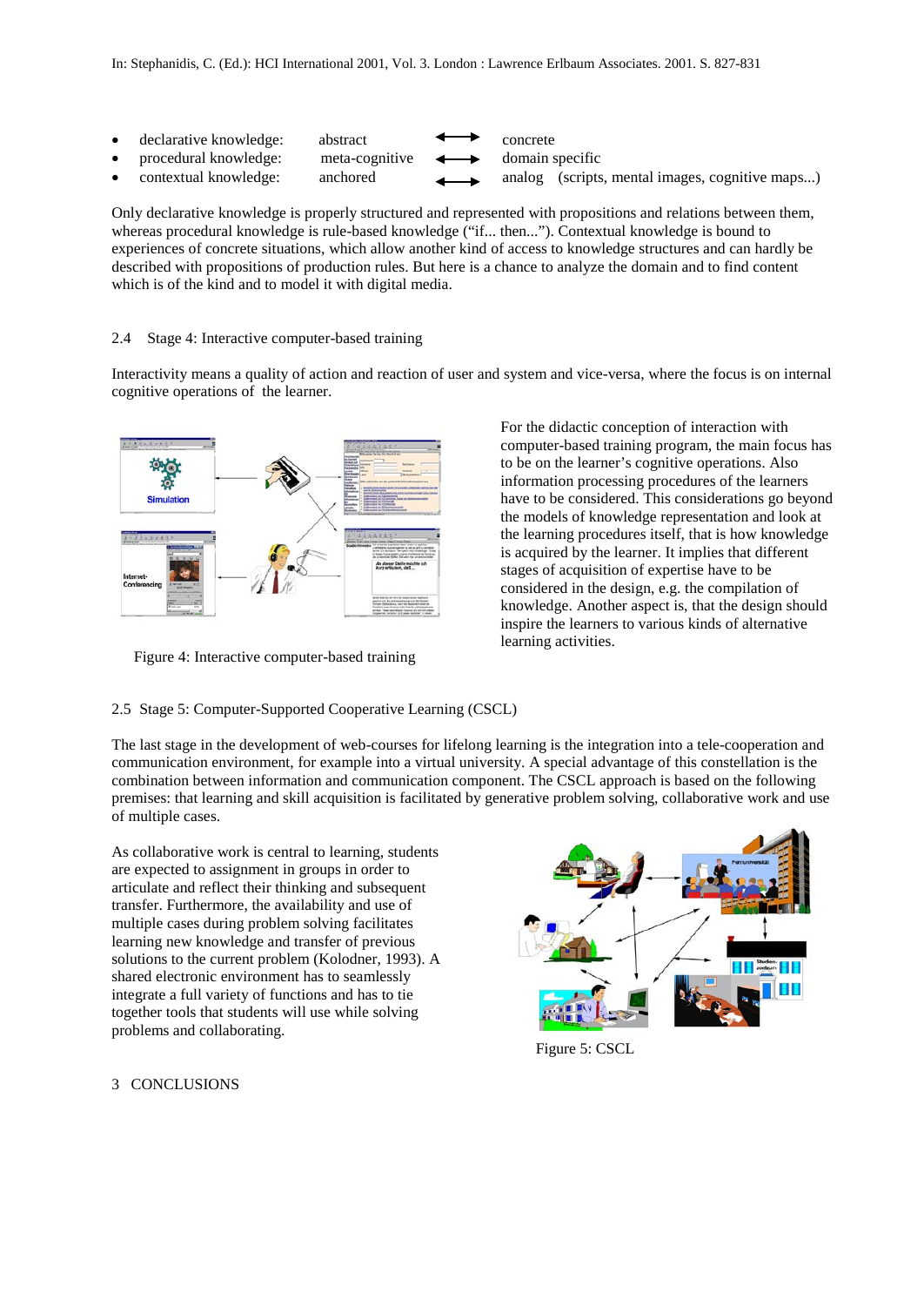- declarative knowledge: abstract ⟷ concrete
- procedural knowledge: meta-cognitive ⟷ domain specific
- contextual knowledge: anchored ⟷ analog (scripts, mental images, cognitive maps...)

Only declarative knowledge is properly structured and represented with propositions and relations between them, whereas procedural knowledge is rule-based knowledge ("if... then..."). Contextual knowledge is bound to experiences of concrete situations, which allow another kind of access to knowledge structures and can hardly be described with propositions of production rules. But here is a chance to analyze the domain and to find content which is of the kind and to model it with digital media.

### 2.4 Stage 4: Interactive computer-based training

Interactivity means a quality of action and reaction of user and system and vice-versa, where the focus is on internal cognitive operations of the learner.

Figure 4: Interactive computer-based training

For the didactic conception of interaction with computer-based training program, the main focus has to be on the learner's cognitive operations. Also information processing procedures of the learners have to be considered. This considerations go beyond the models of knowledge representation and look at the learning procedures itself, that is how knowledge is acquired by the learner. It implies that different stages of acquisition of expertise have to be considered in the design, e.g. the compilation of knowledge. Another aspect is, that the design should inspire the learners to various kinds of alternative learning activities.

### 2.5 Stage 5: Computer-Supported Cooperative Learning (CSCL)

The last stage in the development of web-courses for lifelong learning is the integration into a tele-cooperation and communication environment, for example into a virtual university. A special advantage of this constellation is the combination between information and communication component. The CSCL approach is based on the following premises: that learning and skill acquisition is facilitated by generative problem solving, collaborative work and use of multiple cases.

As collaborative work is central to learning, students are expected to assignment in groups in order to articulate and reflect their thinking and subsequent transfer. Furthermore, the availability and use of multiple cases during problem solving facilitates learning new knowledge and transfer of previous solutions to the current problem (Kolodner, 1993). A shared electronic environment has to seamlessly integrate a full variety of functions and has to tie together tools that students will use while solving problems and collaborating.

Figure 5: CSCL

## 3 CONCLUSIONS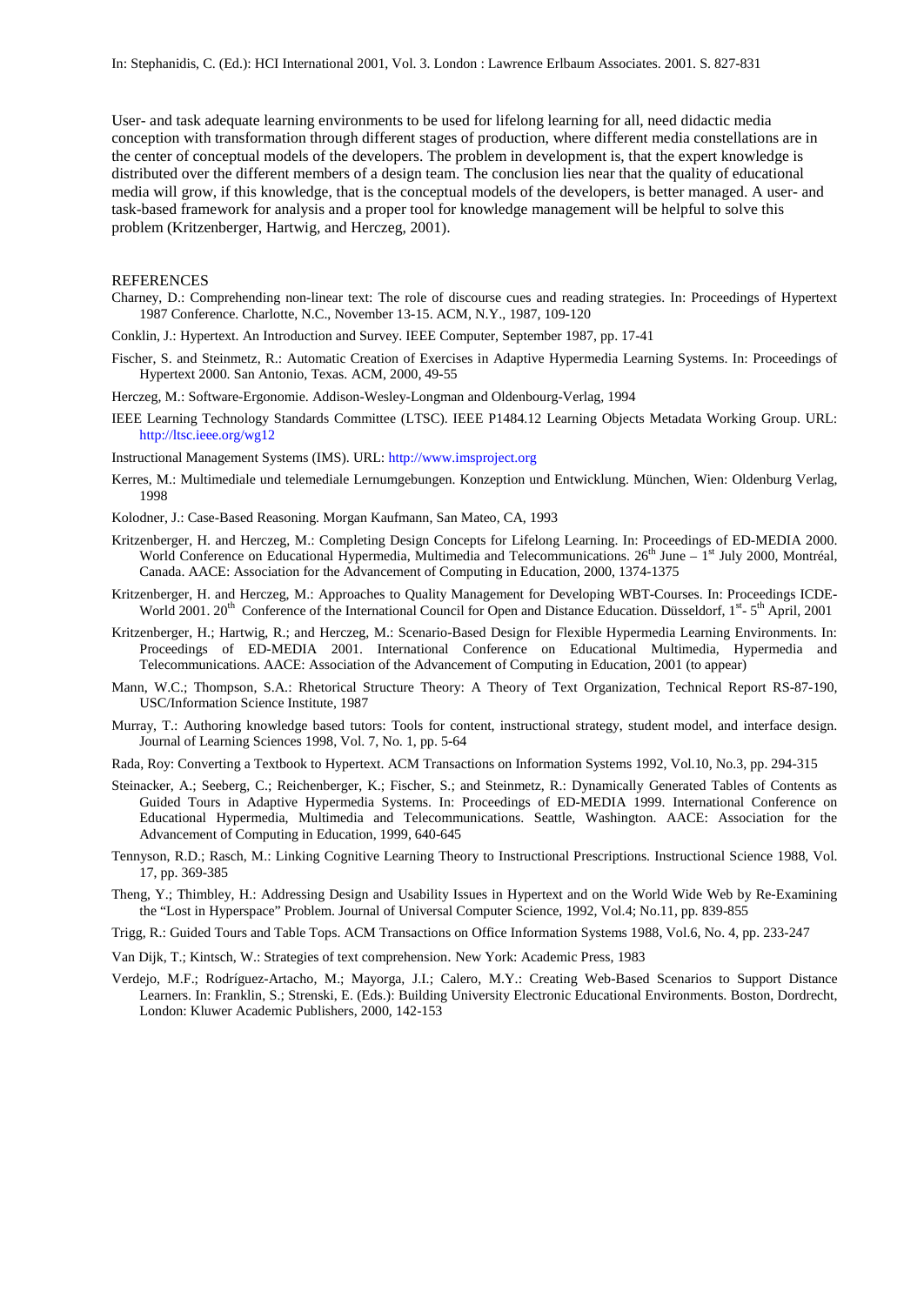User- and task adequate learning environments to be used for lifelong learning for all, need didactic media conception with transformation through different stages of production, where different media constellations are in the center of conceptual models of the developers. The problem in development is, that the expert knowledge is distributed over the different members of a design team. The conclusion lies near that the quality of educational media will grow, if this knowledge, that is the conceptual models of the developers, is better managed. A user- and task-based framework for analysis and a proper tool for knowledge management will be helpful to solve this problem (Kritzenberger, Hartwig, and Herczeg, 2001).

## REFERENCES

Charney, D.: Comprehending non-linear text: The role of discourse cues and reading strategies. In: Proceedings of Hypertext 1987 Conference. Charlotte, N.C., November 13-15. ACM, N.Y., 1987, 109-120

Conklin, J.: Hypertext. An Introduction and Survey. IEEE Computer, September 1987, pp. 17-41

Fischer, S. and Steinmetz, R.: Automatic Creation of Exercises in Adaptive Hypermedia Learning Systems. In: Proceedings of Hypertext 2000. San Antonio, Texas. ACM, 2000, 49-55

Herczeg, M.: Software-Ergonomie. Addison-Wesley-Longman and Oldenbourg-Verlag, 1994

IEEE Learning Technology Standards Committee (LTSC). IEEE P1484.12 Learning Objects Metadata Working Group. URL: http://ltsc.ieee.org/wg12

Instructional Management Systems (IMS). URL: http://www.imsproject.org

Kerres, M.: Multimediale und telemediale Lernumgebungen. Konzeption und Entwicklung. München, Wien: Oldenburg Verlag, 1998

Kolodner, J.: Case-Based Reasoning. Morgan Kaufmann, San Mateo, CA, 1993

Kritzenberger, H. and Herczeg, M.: Completing Design Concepts for Lifelong Learning. In: Proceedings of ED-MEDIA 2000. World Conference on Educational Hypermedia, Multimedia and Telecommunications. 26th June – 1st July 2000, Montréal, Canada. AACE: Association for the Advancement of Computing in Education, 2000, 1374-1375

Kritzenberger, H. and Herczeg, M.: Approaches to Quality Management for Developing WBT-Courses. In: Proceedings ICDE-World 2001. 20th Conference of the International Council for Open and Distance Education. Düsseldorf, 1st- 5th April, 2001

Kritzenberger, H.; Hartwig, R.; and Herczeg, M.: Scenario-Based Design for Flexible Hypermedia Learning Environments. In: Proceedings of ED-MEDIA 2001. International Conference on Educational Multimedia, Hypermedia and Telecommunications. AACE: Association of the Advancement of Computing in Education, 2001 (to appear)

Mann, W.C.; Thompson, S.A.: Rhetorical Structure Theory: A Theory of Text Organization, Technical Report RS-87-190, USC/Information Science Institute, 1987

Murray, T.: Authoring knowledge based tutors: Tools for content, instructional strategy, student model, and interface design. Journal of Learning Sciences 1998, Vol. 7, No. 1, pp. 5-64

Rada, Roy: Converting a Textbook to Hypertext. ACM Transactions on Information Systems 1992, Vol.10, No.3, pp. 294-315

Steinacker, A.; Seeberg, C.; Reichenberger, K.; Fischer, S.; and Steinmetz, R.: Dynamically Generated Tables of Contents as Guided Tours in Adaptive Hypermedia Systems. In: Proceedings of ED-MEDIA 1999. International Conference on Educational Hypermedia, Multimedia and Telecommunications. Seattle, Washington. AACE: Association for the Advancement of Computing in Education, 1999, 640-645

Tennyson, R.D.; Rasch, M.: Linking Cognitive Learning Theory to Instructional Prescriptions. Instructional Science 1988, Vol. 17, pp. 369-385

Theng, Y.; Thimbley, H.: Addressing Design and Usability Issues in Hypertext and on the World Wide Web by Re-Examining the "Lost in Hyperspace" Problem. Journal of Universal Computer Science, 1992, Vol.4; No.11, pp. 839-855

Trigg, R.: Guided Tours and Table Tops. ACM Transactions on Office Information Systems 1988, Vol.6, No. 4, pp. 233-247

Van Dijk, T.; Kintsch, W.: Strategies of text comprehension. New York: Academic Press, 1983

Verdejo, M.F.; Rodríguez-Artacho, M.; Mayorga, J.I.; Calero, M.Y.: Creating Web-Based Scenarios to Support Distance Learners. In: Franklin, S.; Strenski, E. (Eds.): Building University Electronic Educational Environments. Boston, Dordrecht, London: Kluwer Academic Publishers, 2000, 142-153